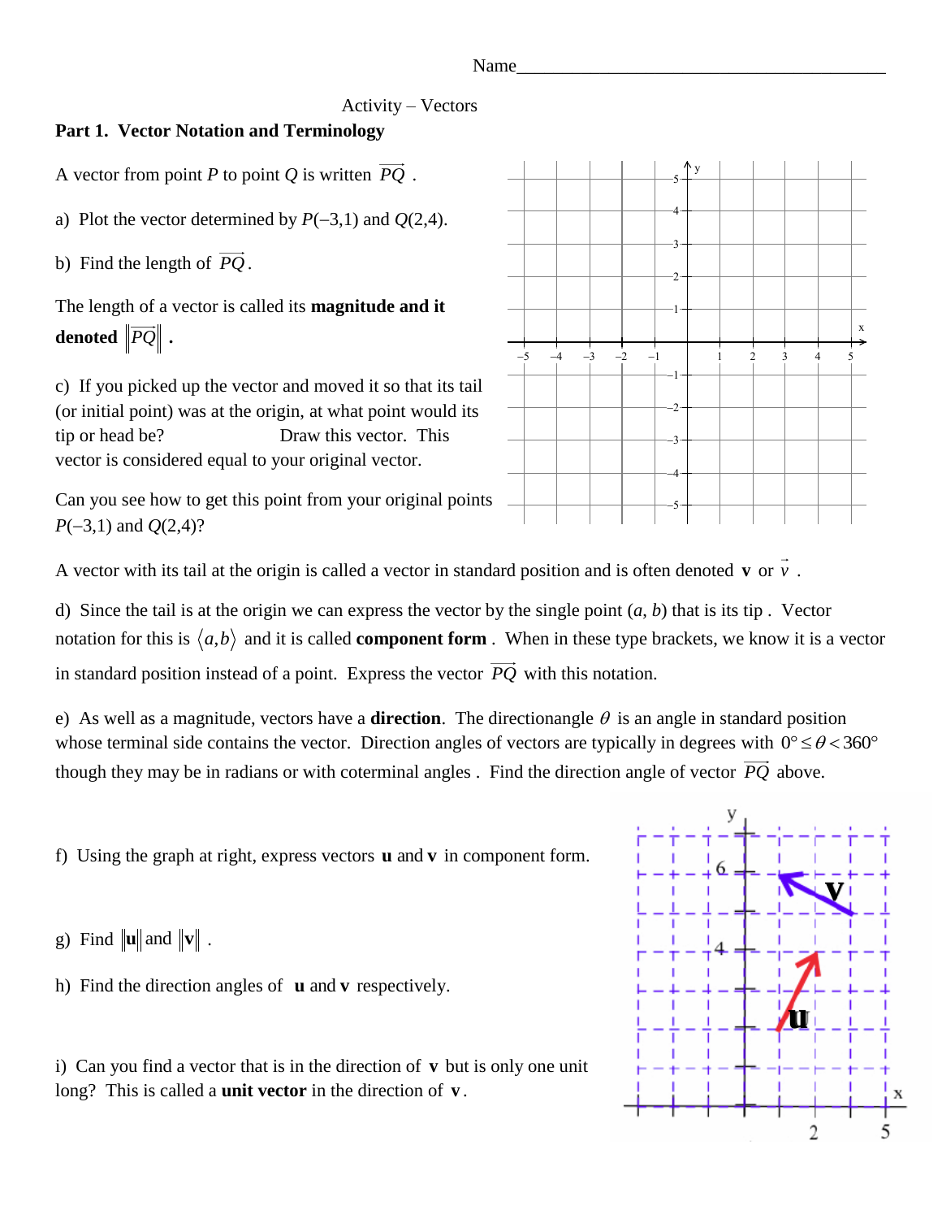Name_________________________________________

Activity – Vectors

**Part 1. Vector Notation and Terminology**

A vector from point $P$ to point $Q$ is written $\overrightarrow{PQ}$ .

a) Plot the vector determined by $P(-3,1)$ and $Q(2,4)$.

b) Find the length of $\overrightarrow{PQ}$.

The length of a vector is called its **magnitude and it denoted** $\left\|\overrightarrow{PQ}\right\|$ **.**

c) If you picked up the vector and moved it so that its tail (or initial point) was at the origin, at what point would its tip or head be? Draw this vector. This vector is considered equal to your original vector.

Can you see how to get this point from your original points $P(-3,1)$ and $Q(2,4)$?

A vector with its tail at the origin is called a vector in standard position and is often denoted **v** or $\vec{v}$ .

d) Since the tail is at the origin we can express the vector by the single point $(a, b)$ that is its tip . Vector notation for this is $\langle a,b \rangle$ and it is called **component form** . When in these type brackets, we know it is a vector in standard position instead of a point. Express the vector $\overrightarrow{PQ}$ with this notation.

e) As well as a magnitude, vectors have a **direction**. The directionangle $\theta$ is an angle in standard position whose terminal side contains the vector. Direction angles of vectors are typically in degrees with $0° \le \theta < 360°$ though they may be in radians or with coterminal angles . Find the direction angle of vector $\overrightarrow{PQ}$ above.

f) Using the graph at right, express vectors **u** and **v** in component form.

g) Find $\|\mathbf{u}\|$ and $\|\mathbf{v}\|$ .

h) Find the direction angles of **u** and **v** respectively.

i) Can you find a vector that is in the direction of **v** but is only one unit long? This is called a **unit vector** in the direction of **v**.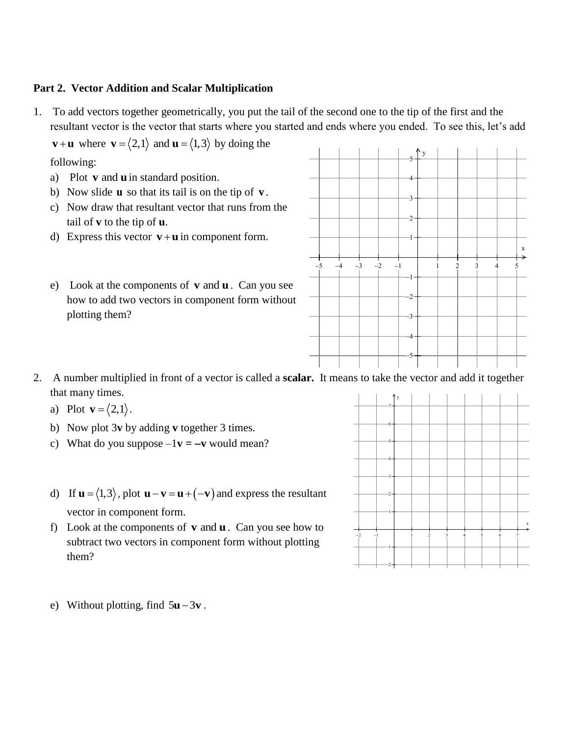**Part 2. Vector Addition and Scalar Multiplication**

1. To add vectors together geometrically, you put the tail of the second one to the tip of the first and the resultant vector is the vector that starts where you started and ends where you ended. To see this, let's add $\mathbf{v}+\mathbf{u}$ where $\mathbf{v}=\langle 2,1\rangle$ and $\mathbf{u}=\langle 1,3\rangle$ by doing the following:
   a) Plot $\mathbf{v}$ and $\mathbf{u}$ in standard position.
   b) Now slide $\mathbf{u}$ so that its tail is on the tip of $\mathbf{v}$.
   c) Now draw that resultant vector that runs from the tail of $\mathbf{v}$ to the tip of $\mathbf{u}$.
   d) Express this vector $\mathbf{v}+\mathbf{u}$ in component form.

   e) Look at the components of $\mathbf{v}$ and $\mathbf{u}$. Can you see how to add two vectors in component form without plotting them?

2. A number multiplied in front of a vector is called a **scalar.** It means to take the vector and add it together that many times.
   a) Plot $\mathbf{v}=\langle 2,1\rangle$.
   b) Now plot 3$\mathbf{v}$ by adding $\mathbf{v}$ together 3 times.
   c) What do you suppose $-1\mathbf{v} = -\mathbf{v}$ would mean?

   d) If $\mathbf{u}=\langle 1,3\rangle$, plot $\mathbf{u}-\mathbf{v}=\mathbf{u}+(-\mathbf{v})$ and express the resultant vector in component form.
   f) Look at the components of $\mathbf{v}$ and $\mathbf{u}$. Can you see how to subtract two vectors in component form without plotting them?

   e) Without plotting, find $5\mathbf{u}-3\mathbf{v}$.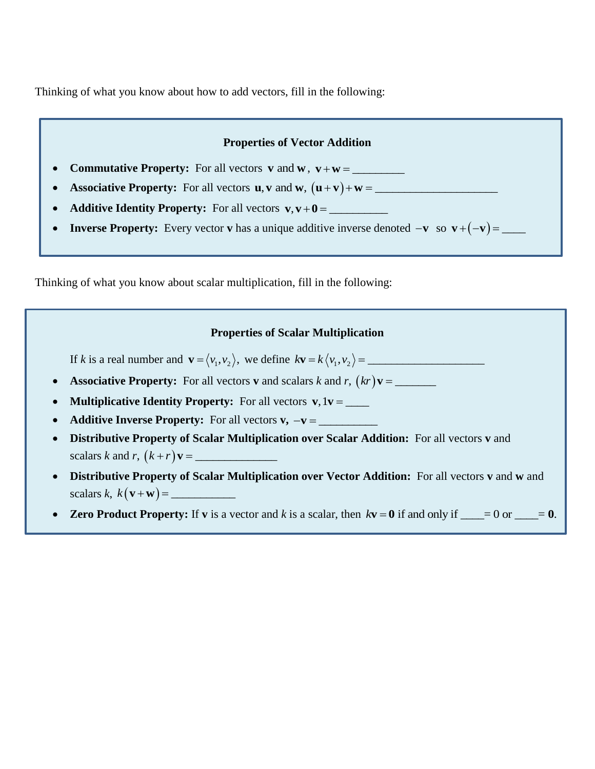Thinking of what you know about how to add vectors, fill in the following:

**Properties of Vector Addition**

- **Commutative Property:** For all vectors $\mathbf{v}$ and $\mathbf{w}$, $\mathbf{v}+\mathbf{w} =$ _________
- **Associative Property:** For all vectors $\mathbf{u}, \mathbf{v}$ and $\mathbf{w}$, $(\mathbf{u}+\mathbf{v})+\mathbf{w} =$ _____________________
- **Additive Identity Property:** For all vectors $\mathbf{v}, \mathbf{v}+\mathbf{0} =$ __________
- **Inverse Property:** Every vector $\mathbf{v}$ has a unique additive inverse denoted $-\mathbf{v}$ so $\mathbf{v}+(-\mathbf{v}) =$ ____

Thinking of what you know about scalar multiplication, fill in the following:

**Properties of Scalar Multiplication**

If $k$ is a real number and $\mathbf{v} = \langle v_1, v_2 \rangle$, we define $k\mathbf{v} = k\langle v_1, v_2 \rangle =$ ___________________

- **Associative Property:** For all vectors $\mathbf{v}$ and scalars $k$ and $r$, $(kr)\mathbf{v} =$ _______
- **Multiplicative Identity Property:** For all vectors $\mathbf{v}, 1\mathbf{v} =$ ____
- **Additive Inverse Property:** For all vectors $\mathbf{v}$, $-\mathbf{v} =$ __________
- **Distributive Property of Scalar Multiplication over Scalar Addition:** For all vectors $\mathbf{v}$ and scalars $k$ and $r$, $(k+r)\mathbf{v} =$ ______________
- **Distributive Property of Scalar Multiplication over Vector Addition:** For all vectors $\mathbf{v}$ and $\mathbf{w}$ and scalars $k$, $k(\mathbf{v}+\mathbf{w}) =$ ___________
- **Zero Product Property:** If $\mathbf{v}$ is a vector and $k$ is a scalar, then $k\mathbf{v} = \mathbf{0}$ if and only if ____= 0 or ____= $\mathbf{0}$.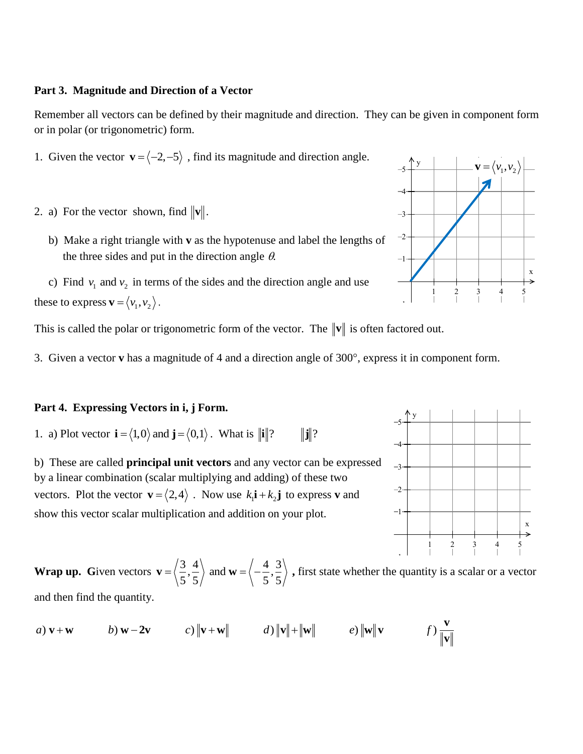**Part 3. Magnitude and Direction of a Vector**

Remember all vectors can be defined by their magnitude and direction. They can be given in component form or in polar (or trigonometric) form.

1. Given the vector $\mathbf{v} = \langle -2, -5 \rangle$, find its magnitude and direction angle.

2. a) For the vector shown, find $\|\mathbf{v}\|$.

   b) Make a right triangle with $\mathbf{v}$ as the hypotenuse and label the lengths of the three sides and put in the direction angle $\theta$.

   c) Find $v_1$ and $v_2$ in terms of the sides and the direction angle and use these to express $\mathbf{v} = \langle v_1, v_2 \rangle$.

y
$\mathbf{v} = \langle v_1, v_2 \rangle$
–5
–4
–3
–2
–1
x
1
2
3
4
5

This is called the polar or trigonometric form of the vector. The $\|\mathbf{v}\|$ is often factored out.

3. Given a vector $\mathbf{v}$ has a magnitude of 4 and a direction angle of 300°, express it in component form.

**Part 4. Expressing Vectors in i, j Form.**

1. a) Plot vector $\mathbf{i} = \langle 1, 0 \rangle$ and $\mathbf{j} = \langle 0, 1 \rangle$. What is $\|\mathbf{i}\|$? $\|\mathbf{j}\|$?

b) These are called **principal unit vectors** and any vector can be expressed by a linear combination (scalar multiplying and adding) of these two vectors. Plot the vector $\mathbf{v} = \langle 2, 4 \rangle$. Now use $k_1\mathbf{i} + k_2\mathbf{j}$ to express $\mathbf{v}$ and show this vector scalar multiplication and addition on your plot.

y
–5
–4
–3
–2
–1
x
1
2
3
4
5

**Wrap up. Given vectors** $\mathbf{v} = \left\langle \frac{3}{5}, \frac{4}{5} \right\rangle$ and $\mathbf{w} = \left\langle -\frac{4}{5}, \frac{3}{5} \right\rangle$**,** first state whether the quantity is a scalar or a vector and then find the quantity.

$a)\ \mathbf{v} + \mathbf{w}$ $\quad b)\ \mathbf{w} - 2\mathbf{v}$ $\quad c)\ \|\mathbf{v} + \mathbf{w}\|$ $\quad d)\ \|\mathbf{v}\| + \|\mathbf{w}\|$ $\quad e)\ \|\mathbf{w}\|\mathbf{v}$ $\quad f)\ \dfrac{\mathbf{v}}{\|\mathbf{v}\|}$